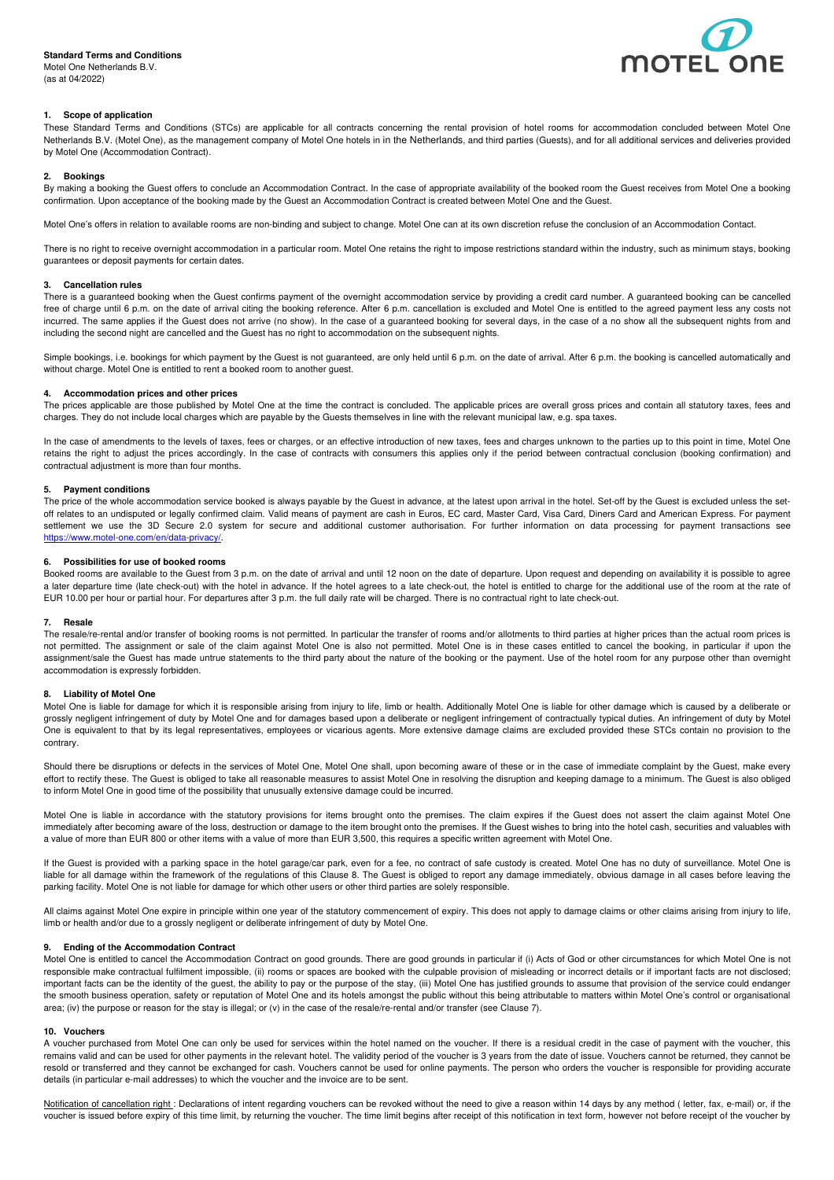**Standard Terms and Conditions**
Motel One Netherlands B.V.
(as at 04/2022)

MOTEL ONE

## 1. Scope of application

These Standard Terms and Conditions (STCs) are applicable for all contracts concerning the rental provision of hotel rooms for accommodation concluded between Motel One Netherlands B.V. (Motel One), as the management company of Motel One hotels in in the Netherlands, and third parties (Guests), and for all additional services and deliveries provided by Motel One (Accommodation Contract).

## 2. Bookings

By making a booking the Guest offers to conclude an Accommodation Contract. In the case of appropriate availability of the booked room the Guest receives from Motel One a booking confirmation. Upon acceptance of the booking made by the Guest an Accommodation Contract is created between Motel One and the Guest.

Motel One's offers in relation to available rooms are non-binding and subject to change. Motel One can at its own discretion refuse the conclusion of an Accommodation Contact.

There is no right to receive overnight accommodation in a particular room. Motel One retains the right to impose restrictions standard within the industry, such as minimum stays, booking guarantees or deposit payments for certain dates.

## 3. Cancellation rules

There is a guaranteed booking when the Guest confirms payment of the overnight accommodation service by providing a credit card number. A guaranteed booking can be cancelled free of charge until 6 p.m. on the date of arrival citing the booking reference. After 6 p.m. cancellation is excluded and Motel One is entitled to the agreed payment less any costs not incurred. The same applies if the Guest does not arrive (no show). In the case of a guaranteed booking for several days, in the case of a no show all the subsequent nights from and including the second night are cancelled and the Guest has no right to accommodation on the subsequent nights.

Simple bookings, i.e. bookings for which payment by the Guest is not guaranteed, are only held until 6 p.m. on the date of arrival. After 6 p.m. the booking is cancelled automatically and without charge. Motel One is entitled to rent a booked room to another guest.

## 4. Accommodation prices and other prices

The prices applicable are those published by Motel One at the time the contract is concluded. The applicable prices are overall gross prices and contain all statutory taxes, fees and charges. They do not include local charges which are payable by the Guests themselves in line with the relevant municipal law, e.g. spa taxes.

In the case of amendments to the levels of taxes, fees or charges, or an effective introduction of new taxes, fees and charges unknown to the parties up to this point in time, Motel One retains the right to adjust the prices accordingly. In the case of contracts with consumers this applies only if the period between contractual conclusion (booking confirmation) and contractual adjustment is more than four months.

## 5. Payment conditions

The price of the whole accommodation service booked is always payable by the Guest in advance, at the latest upon arrival in the hotel. Set-off by the Guest is excluded unless the set-off relates to an undisputed or legally confirmed claim. Valid means of payment are cash in Euros, EC card, Master Card, Visa Card, Diners Card and American Express. For payment settlement we use the 3D Secure 2.0 system for secure and additional customer authorisation. For further information on data processing for payment transactions see https://www.motel-one.com/en/data-privacy/.

## 6. Possibilities for use of booked rooms

Booked rooms are available to the Guest from 3 p.m. on the date of arrival and until 12 noon on the date of departure. Upon request and depending on availability it is possible to agree a later departure time (late check-out) with the hotel in advance. If the hotel agrees to a late check-out, the hotel is entitled to charge for the additional use of the room at the rate of EUR 10.00 per hour or partial hour. For departures after 3 p.m. the full daily rate will be charged. There is no contractual right to late check-out.

## 7. Resale

The resale/re-rental and/or transfer of booking rooms is not permitted. In particular the transfer of rooms and/or allotments to third parties at higher prices than the actual room prices is not permitted. The assignment or sale of the claim against Motel One is also not permitted. Motel One is in these cases entitled to cancel the booking, in particular if upon the assignment/sale the Guest has made untrue statements to the third party about the nature of the booking or the payment. Use of the hotel room for any purpose other than overnight accommodation is expressly forbidden.

## 8. Liability of Motel One

Motel One is liable for damage for which it is responsible arising from injury to life, limb or health. Additionally Motel One is liable for other damage which is caused by a deliberate or grossly negligent infringement of duty by Motel One and for damages based upon a deliberate or negligent infringement of contractually typical duties. An infringement of duty by Motel One is equivalent to that by its legal representatives, employees or vicarious agents. More extensive damage claims are excluded provided these STCs contain no provision to the contrary.

Should there be disruptions or defects in the services of Motel One, Motel One shall, upon becoming aware of these or in the case of immediate complaint by the Guest, make every effort to rectify these. The Guest is obliged to take all reasonable measures to assist Motel One in resolving the disruption and keeping damage to a minimum. The Guest is also obliged to inform Motel One in good time of the possibility that unusually extensive damage could be incurred.

Motel One is liable in accordance with the statutory provisions for items brought onto the premises. The claim expires if the Guest does not assert the claim against Motel One immediately after becoming aware of the loss, destruction or damage to the item brought onto the premises. If the Guest wishes to bring into the hotel cash, securities and valuables with a value of more than EUR 800 or other items with a value of more than EUR 3,500, this requires a specific written agreement with Motel One.

If the Guest is provided with a parking space in the hotel garage/car park, even for a fee, no contract of safe custody is created. Motel One has no duty of surveillance. Motel One is liable for all damage within the framework of the regulations of this Clause 8. The Guest is obliged to report any damage immediately, obvious damage in all cases before leaving the parking facility. Motel One is not liable for damage for which other users or other third parties are solely responsible.

All claims against Motel One expire in principle within one year of the statutory commencement of expiry. This does not apply to damage claims or other claims arising from injury to life, limb or health and/or due to a grossly negligent or deliberate infringement of duty by Motel One.

## 9. Ending of the Accommodation Contract

Motel One is entitled to cancel the Accommodation Contract on good grounds. There are good grounds in particular if (i) Acts of God or other circumstances for which Motel One is not responsible make contractual fulfilment impossible, (ii) rooms or spaces are booked with the culpable provision of misleading or incorrect details or if important facts are not disclosed; important facts can be the identity of the guest, the ability to pay or the purpose of the stay, (iii) Motel One has justified grounds to assume that provision of the service could endanger the smooth business operation, safety or reputation of Motel One and its hotels amongst the public without this being attributable to matters within Motel One's control or organisational area; (iv) the purpose or reason for the stay is illegal; or (v) in the case of the resale/re-rental and/or transfer (see Clause 7).

## 10. Vouchers

A voucher purchased from Motel One can only be used for services within the hotel named on the voucher. If there is a residual credit in the case of payment with the voucher, this remains valid and can be used for other payments in the relevant hotel. The validity period of the voucher is 3 years from the date of issue. Vouchers cannot be returned, they cannot be resold or transferred and they cannot be exchanged for cash. Vouchers cannot be used for online payments. The person who orders the voucher is responsible for providing accurate details (in particular e-mail addresses) to which the voucher and the invoice are to be sent.

Notification of cancellation right : Declarations of intent regarding vouchers can be revoked without the need to give a reason within 14 days by any method ( letter, fax, e-mail) or, if the voucher is issued before expiry of this time limit, by returning the voucher. The time limit begins after receipt of this notification in text form, however not before receipt of the voucher by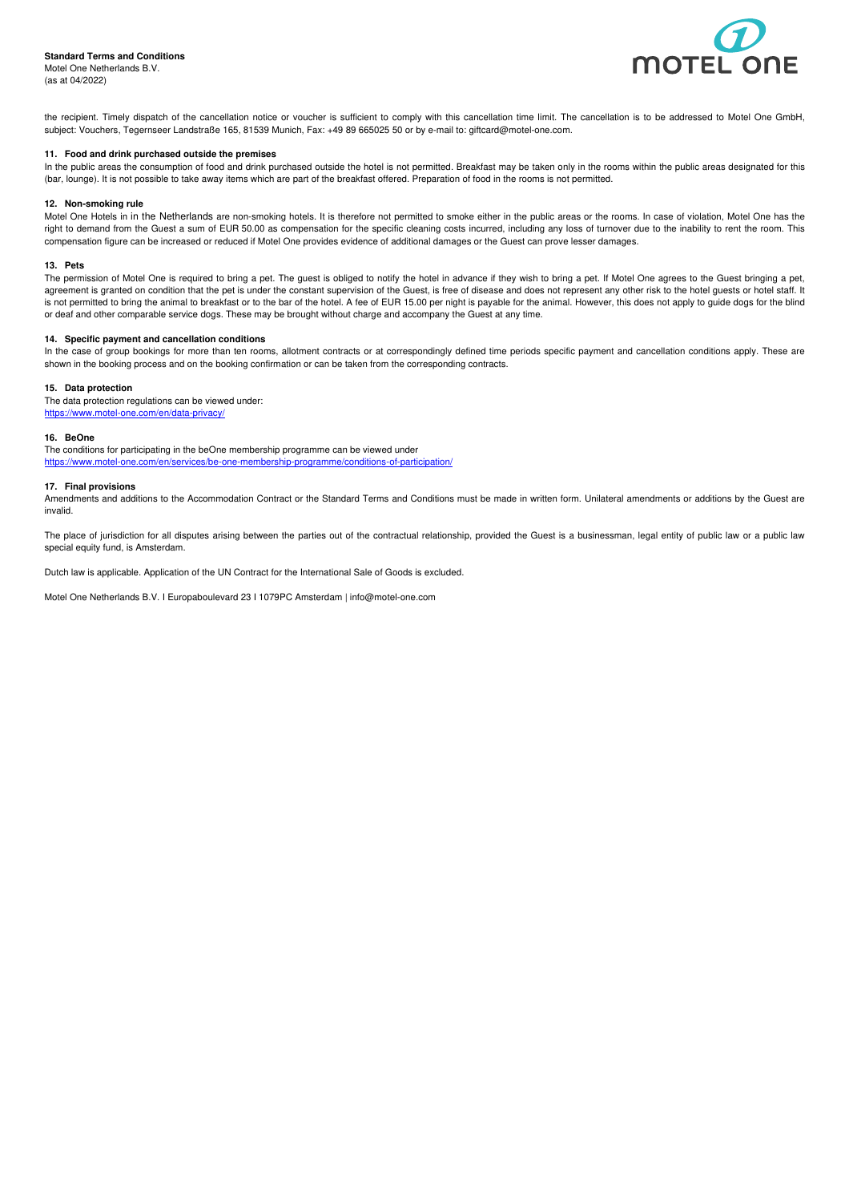the recipient. Timely dispatch of the cancellation notice or voucher is sufficient to comply with this cancellation time limit. The cancellation is to be addressed to Motel One GmbH, subject: Vouchers, Tegernseer Landstraße 165, 81539 Munich, Fax: +49 89 665025 50 or by e-mail to: giftcard@motel-one.com.

**11. Food and drink purchased outside the premises**

In the public areas the consumption of food and drink purchased outside the hotel is not permitted. Breakfast may be taken only in the rooms within the public areas designated for this (bar, lounge). It is not possible to take away items which are part of the breakfast offered. Preparation of food in the rooms is not permitted.

**12. Non-smoking rule**

Motel One Hotels in in the Netherlands are non-smoking hotels. It is therefore not permitted to smoke either in the public areas or the rooms. In case of violation, Motel One has the right to demand from the Guest a sum of EUR 50.00 as compensation for the specific cleaning costs incurred, including any loss of turnover due to the inability to rent the room. This compensation figure can be increased or reduced if Motel One provides evidence of additional damages or the Guest can prove lesser damages.

**13. Pets**

The permission of Motel One is required to bring a pet. The guest is obliged to notify the hotel in advance if they wish to bring a pet. If Motel One agrees to the Guest bringing a pet, agreement is granted on condition that the pet is under the constant supervision of the Guest, is free of disease and does not represent any other risk to the hotel guests or hotel staff. It is not permitted to bring the animal to breakfast or to the bar of the hotel. A fee of EUR 15.00 per night is payable for the animal. However, this does not apply to guide dogs for the blind or deaf and other comparable service dogs. These may be brought without charge and accompany the Guest at any time.

**14. Specific payment and cancellation conditions**

In the case of group bookings for more than ten rooms, allotment contracts or at correspondingly defined time periods specific payment and cancellation conditions apply. These are shown in the booking process and on the booking confirmation or can be taken from the corresponding contracts.

**15. Data protection**

The data protection regulations can be viewed under:
https://www.motel-one.com/en/data-privacy/

**16. BeOne**

The conditions for participating in the beOne membership programme can be viewed under
https://www.motel-one.com/en/services/be-one-membership-programme/conditions-of-participation/

**17. Final provisions**

Amendments and additions to the Accommodation Contract or the Standard Terms and Conditions must be made in written form. Unilateral amendments or additions by the Guest are invalid.

The place of jurisdiction for all disputes arising between the parties out of the contractual relationship, provided the Guest is a businessman, legal entity of public law or a public law special equity fund, is Amsterdam.

Dutch law is applicable. Application of the UN Contract for the International Sale of Goods is excluded.

Motel One Netherlands B.V. I Europaboulevard 23 I 1079PC Amsterdam | info@motel-one.com